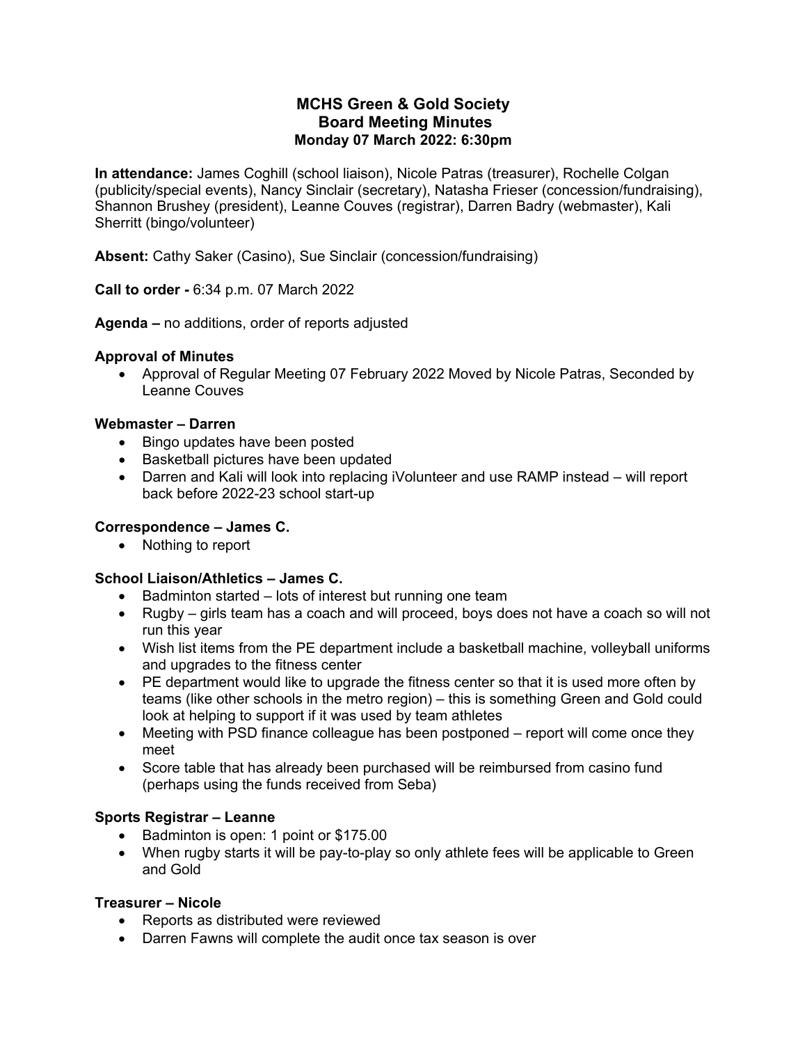# MCHS Green & Gold Society
## Board Meeting Minutes
### Monday 07 March 2022: 6:30pm

**In attendance:** James Coghill (school liaison), Nicole Patras (treasurer), Rochelle Colgan (publicity/special events), Nancy Sinclair (secretary), Natasha Frieser (concession/fundraising), Shannon Brushey (president), Leanne Couves (registrar), Darren Badry (webmaster), Kali Sherritt (bingo/volunteer)

**Absent:** Cathy Saker (Casino), Sue Sinclair (concession/fundraising)

**Call to order -** 6:34 p.m. 07 March 2022

**Agenda –** no additions, order of reports adjusted

**Approval of Minutes**

- Approval of Regular Meeting 07 February 2022 Moved by Nicole Patras, Seconded by Leanne Couves

**Webmaster – Darren**

- Bingo updates have been posted
- Basketball pictures have been updated
- Darren and Kali will look into replacing iVolunteer and use RAMP instead – will report back before 2022-23 school start-up

**Correspondence – James C.**

- Nothing to report

**School Liaison/Athletics – James C.**

- Badminton started – lots of interest but running one team
- Rugby – girls team has a coach and will proceed, boys does not have a coach so will not run this year
- Wish list items from the PE department include a basketball machine, volleyball uniforms and upgrades to the fitness center
- PE department would like to upgrade the fitness center so that it is used more often by teams (like other schools in the metro region) – this is something Green and Gold could look at helping to support if it was used by team athletes
- Meeting with PSD finance colleague has been postponed – report will come once they meet
- Score table that has already been purchased will be reimbursed from casino fund (perhaps using the funds received from Seba)

**Sports Registrar – Leanne**

- Badminton is open: 1 point or $175.00
- When rugby starts it will be pay-to-play so only athlete fees will be applicable to Green and Gold

**Treasurer – Nicole**

- Reports as distributed were reviewed
- Darren Fawns will complete the audit once tax season is over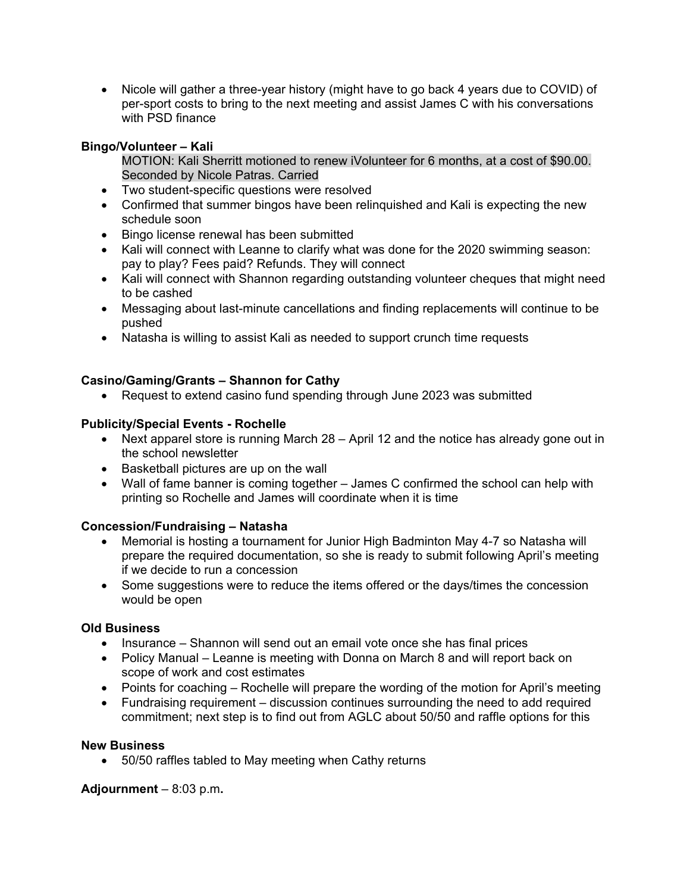- Nicole will gather a three-year history (might have to go back 4 years due to COVID) of per-sport costs to bring to the next meeting and assist James C with his conversations with PSD finance

**Bingo/Volunteer – Kali**

MOTION: Kali Sherritt motioned to renew iVolunteer for 6 months, at a cost of $90.00. Seconded by Nicole Patras. Carried

- Two student-specific questions were resolved
- Confirmed that summer bingos have been relinquished and Kali is expecting the new schedule soon
- Bingo license renewal has been submitted
- Kali will connect with Leanne to clarify what was done for the 2020 swimming season: pay to play? Fees paid? Refunds. They will connect
- Kali will connect with Shannon regarding outstanding volunteer cheques that might need to be cashed
- Messaging about last-minute cancellations and finding replacements will continue to be pushed
- Natasha is willing to assist Kali as needed to support crunch time requests

**Casino/Gaming/Grants – Shannon for Cathy**

- Request to extend casino fund spending through June 2023 was submitted

**Publicity/Special Events - Rochelle**

- Next apparel store is running March 28 – April 12 and the notice has already gone out in the school newsletter
- Basketball pictures are up on the wall
- Wall of fame banner is coming together – James C confirmed the school can help with printing so Rochelle and James will coordinate when it is time

**Concession/Fundraising – Natasha**

- Memorial is hosting a tournament for Junior High Badminton May 4-7 so Natasha will prepare the required documentation, so she is ready to submit following April's meeting if we decide to run a concession
- Some suggestions were to reduce the items offered or the days/times the concession would be open

**Old Business**

- Insurance – Shannon will send out an email vote once she has final prices
- Policy Manual – Leanne is meeting with Donna on March 8 and will report back on scope of work and cost estimates
- Points for coaching – Rochelle will prepare the wording of the motion for April's meeting
- Fundraising requirement – discussion continues surrounding the need to add required commitment; next step is to find out from AGLC about 50/50 and raffle options for this

**New Business**

- 50/50 raffles tabled to May meeting when Cathy returns

**Adjournment** – 8:03 p.m**.**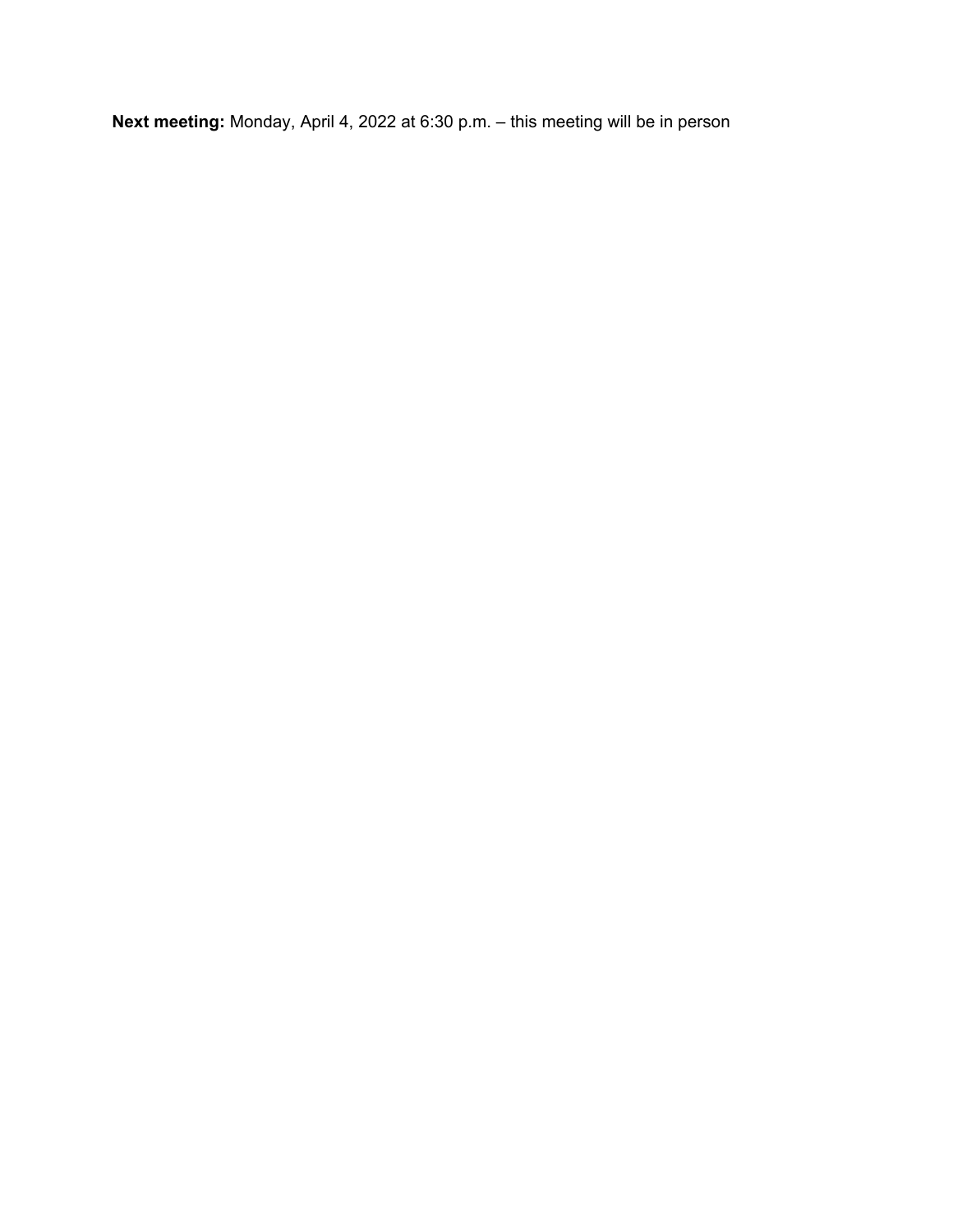**Next meeting:** Monday, April 4, 2022 at 6:30 p.m. – this meeting will be in person